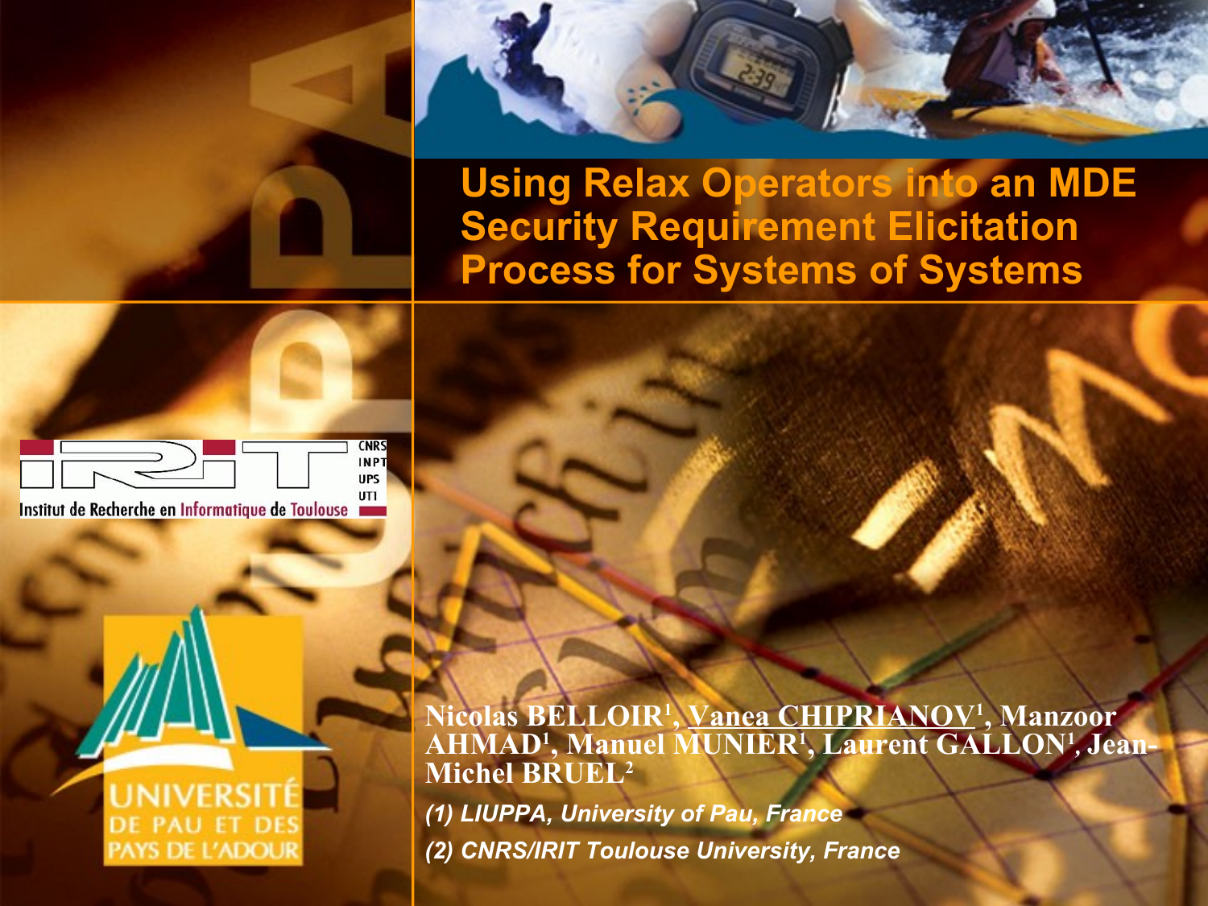# Using Relax Operators into an MDE Security Requirement Elicitation Process for Systems of Systems

**Nicolas BELLOIR[1], Vanea CHIPRIANOV[1], Manzoor AHMAD[1], Manuel MUNIER[1], Laurent GALLON[1], Jean-Michel BRUEL[2]**

*(1) LIUPPA, University of Pau, France*

*(2) CNRS/IRIT Toulouse University, France*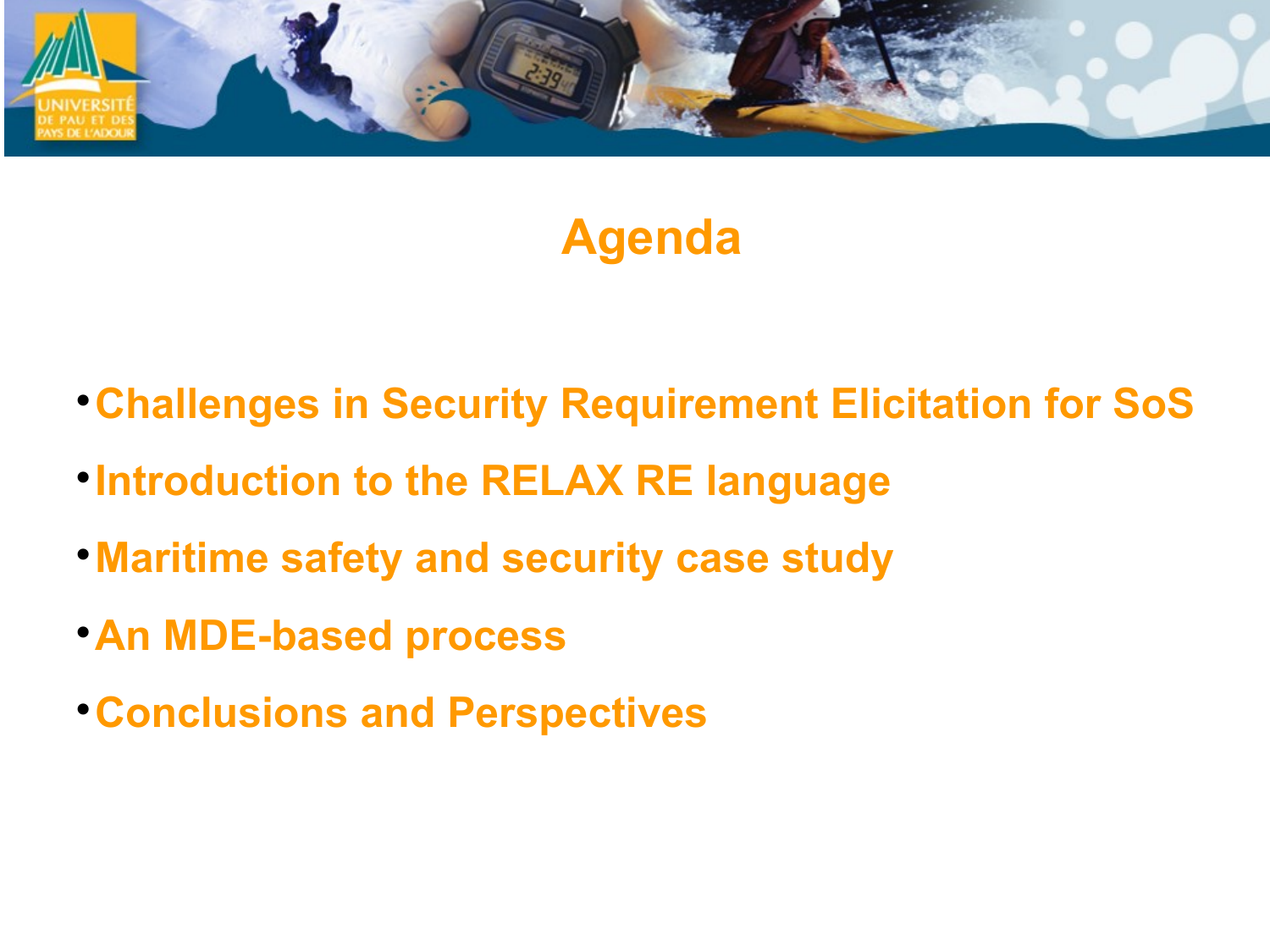# Agenda

- Challenges in Security Requirement Elicitation for SoS
- Introduction to the RELAX RE language
- Maritime safety and security case study
- An MDE-based process
- Conclusions and Perspectives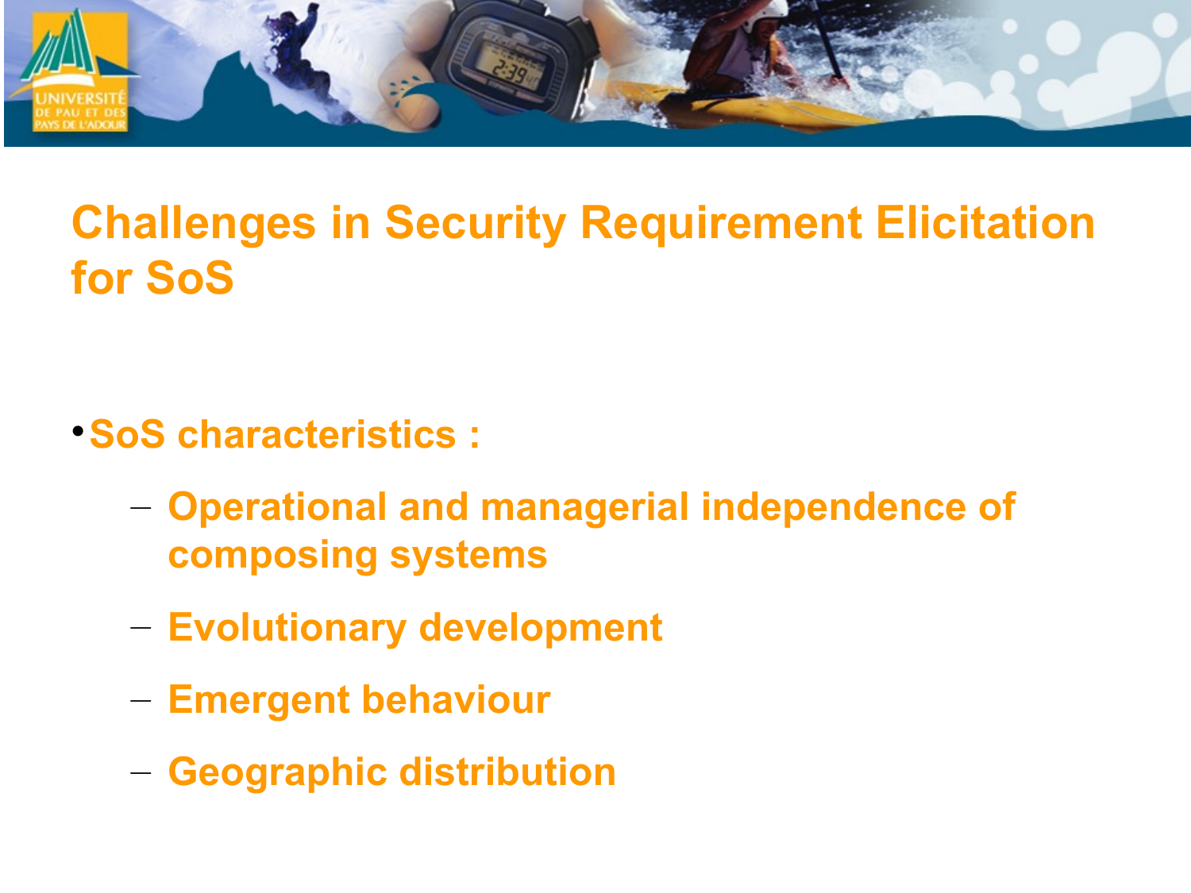# Challenges in Security Requirement Elicitation for SoS

- SoS characteristics :
  - Operational and managerial independence of composing systems
  - Evolutionary development
  - Emergent behaviour
  - Geographic distribution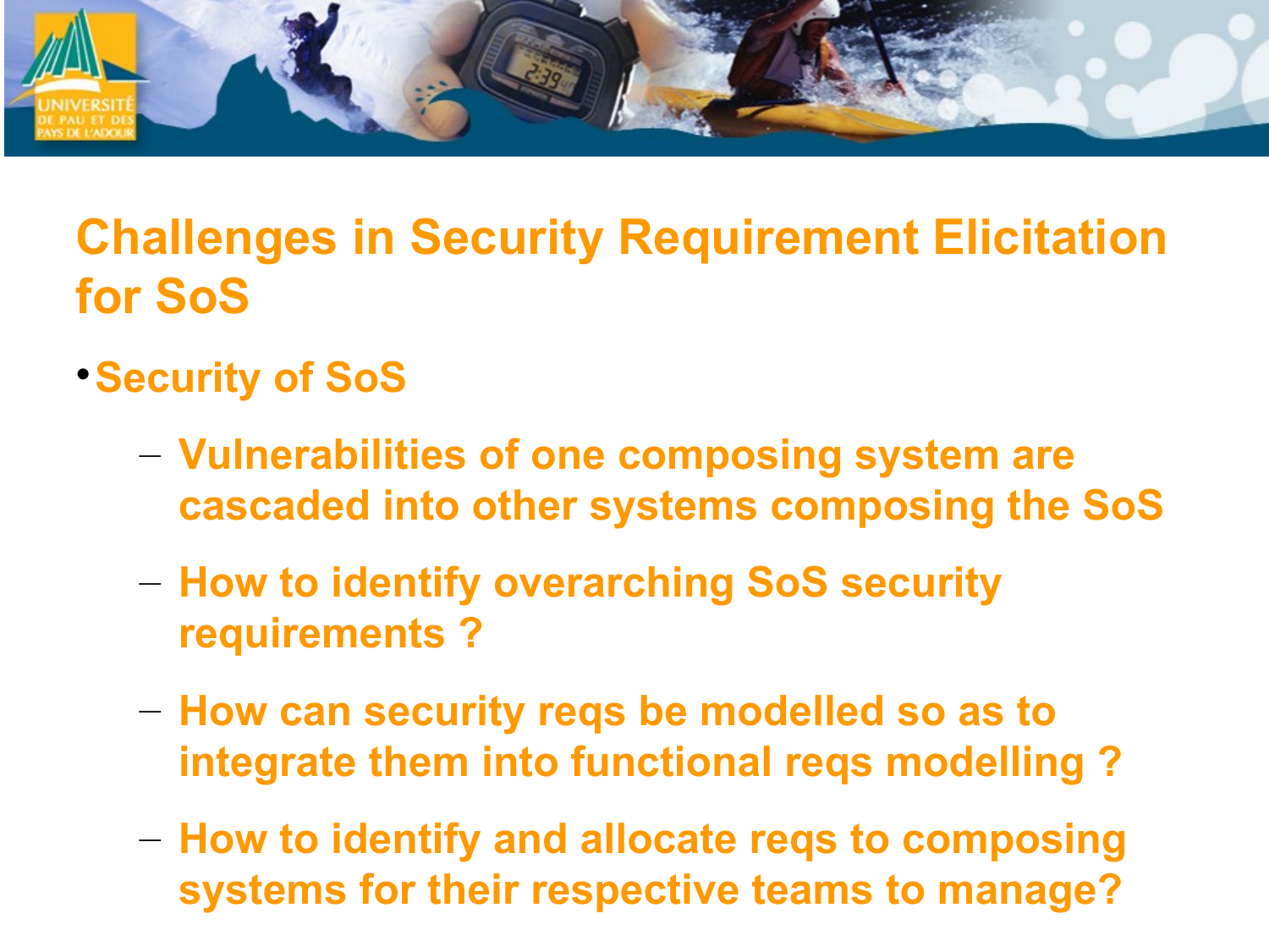# Challenges in Security Requirement Elicitation for SoS

- Security of SoS
  - Vulnerabilities of one composing system are cascaded into other systems composing the SoS
  - How to identify overarching SoS security requirements ?
  - How can security reqs be modelled so as to integrate them into functional reqs modelling ?
  - How to identify and allocate reqs to composing systems for their respective teams to manage?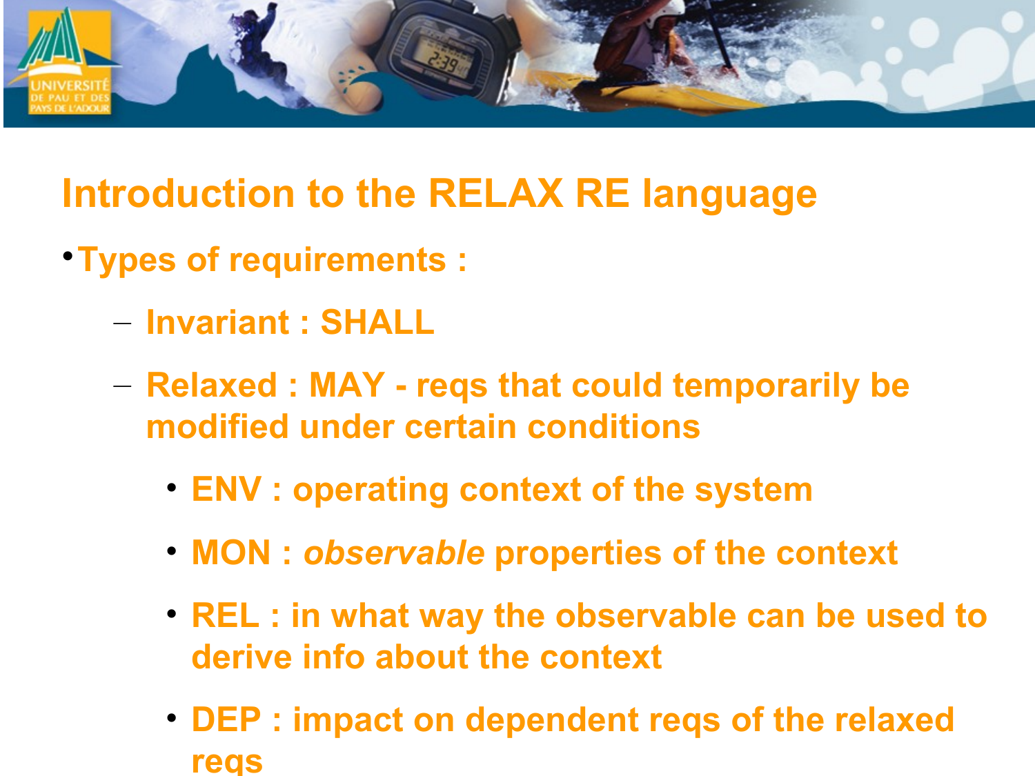# Introduction to the RELAX RE language

- Types of requirements :
  - Invariant : SHALL
  - Relaxed : MAY - reqs that could temporarily be modified under certain conditions
    - ENV : operating context of the system
    - MON : *observable* properties of the context
    - REL : in what way the observable can be used to derive info about the context
    - DEP : impact on dependent reqs of the relaxed reqs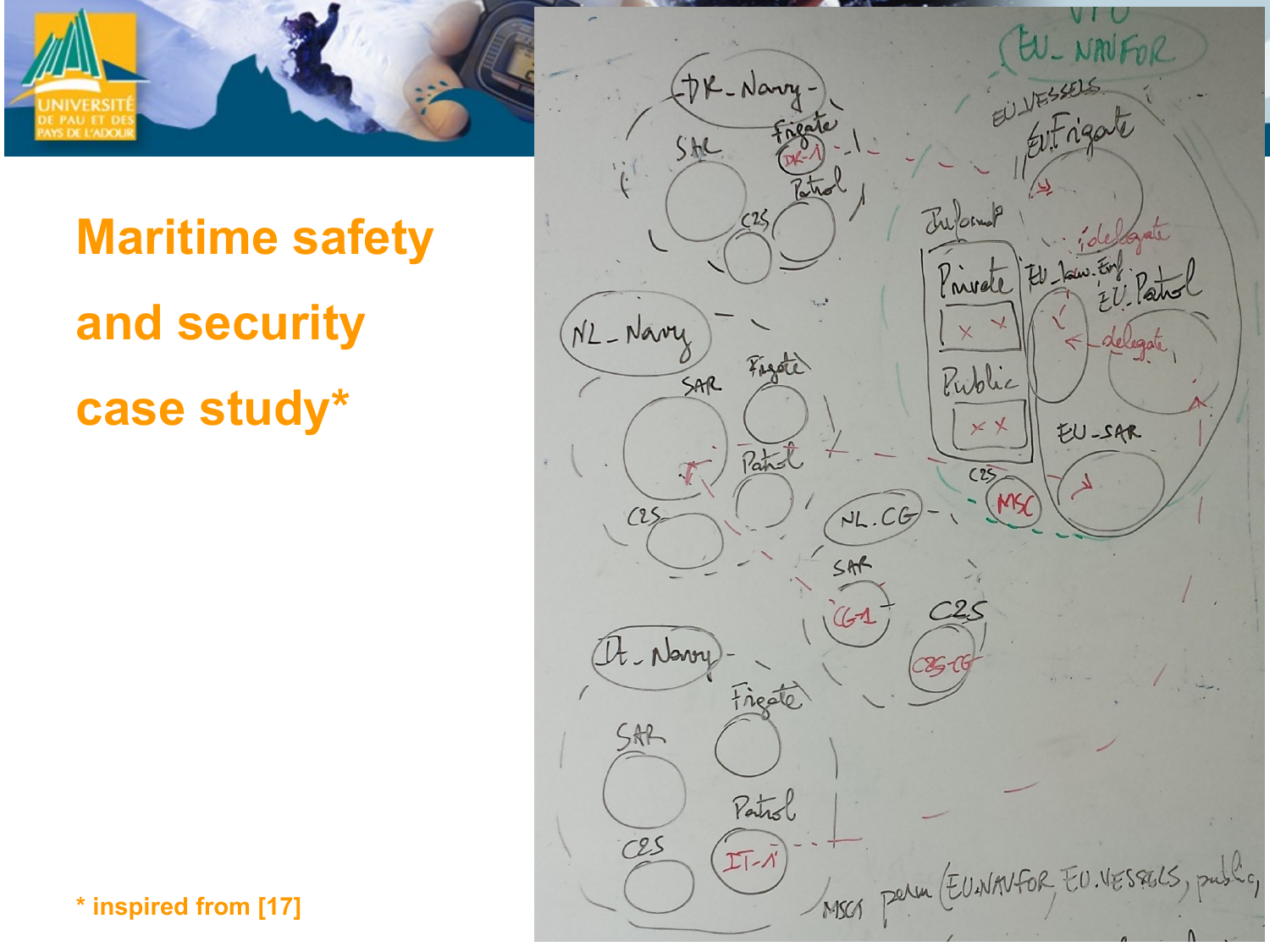# Maritime safety and security case study*

* inspired from [17]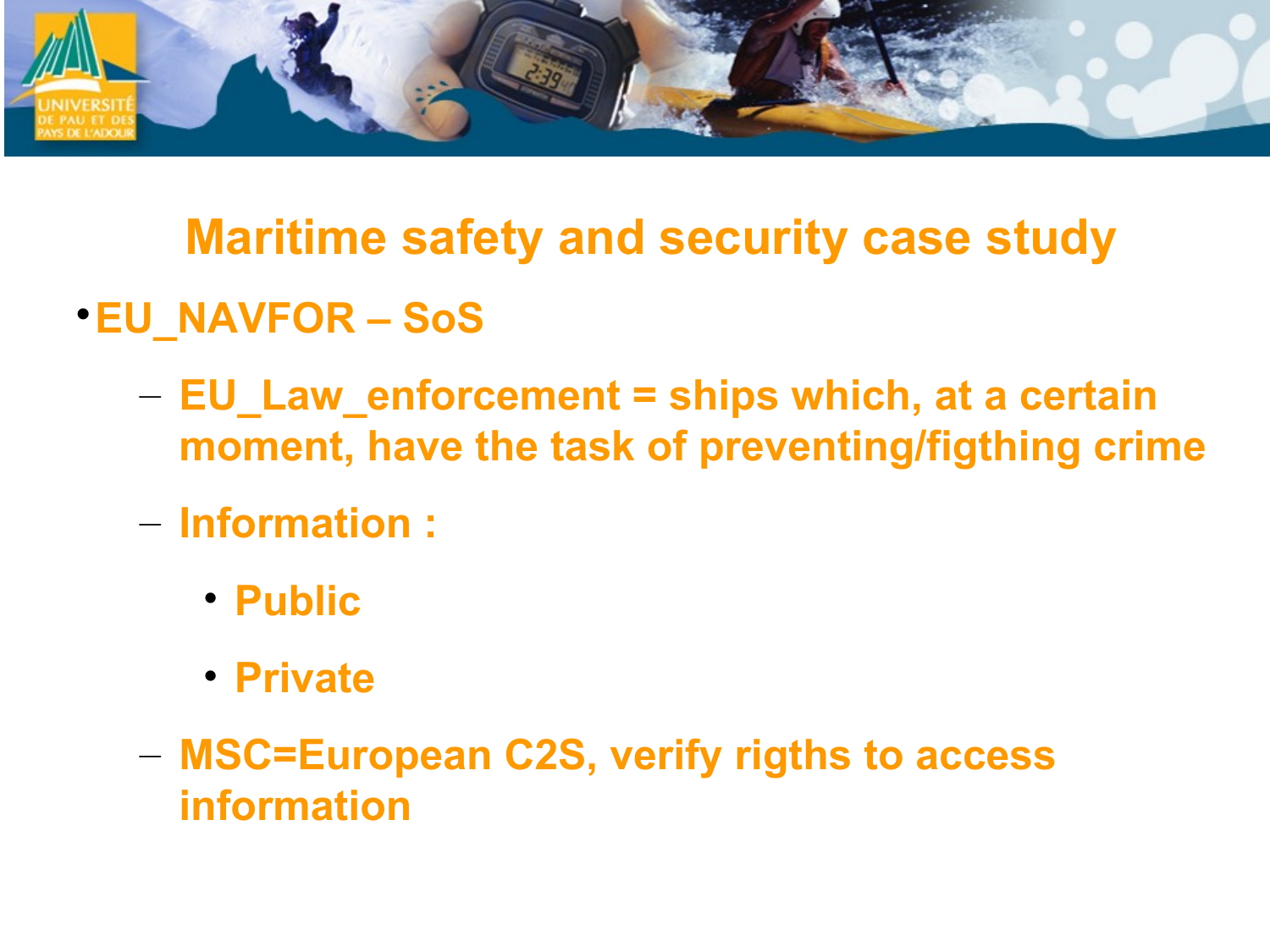# Maritime safety and security case study

- EU_NAVFOR – SoS
  - EU_Law_enforcement = ships which, at a certain moment, have the task of preventing/figthing crime
  - Information :
    - Public
    - Private
  - MSC=European C2S, verify rigths to access information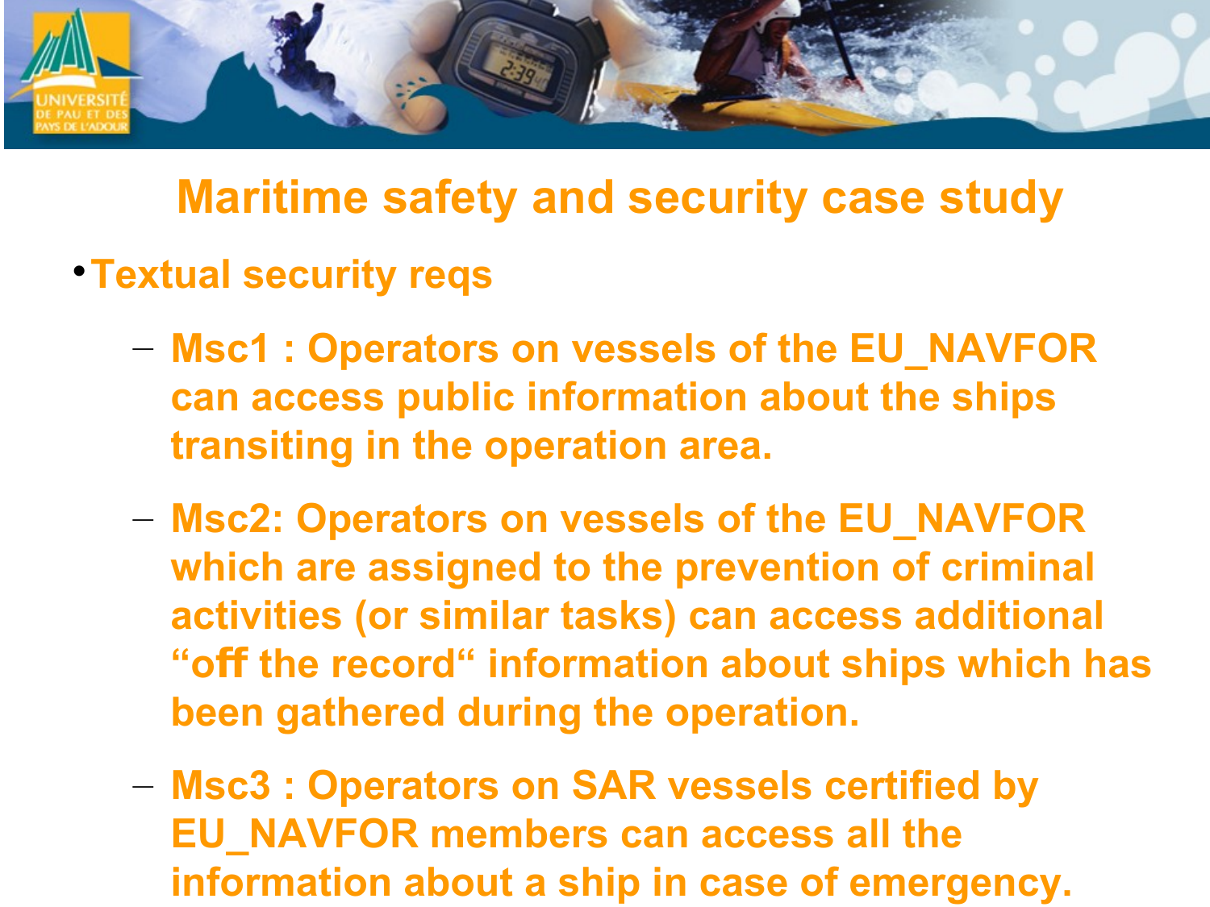# Maritime safety and security case study

- Textual security reqs
  - Msc1 : Operators on vessels of the EU_NAVFOR can access public information about the ships transiting in the operation area.
  - Msc2: Operators on vessels of the EU_NAVFOR which are assigned to the prevention of criminal activities (or similar tasks) can access additional “off the record“ information about ships which has been gathered during the operation.
  - Msc3 : Operators on SAR vessels certified by EU_NAVFOR members can access all the information about a ship in case of emergency.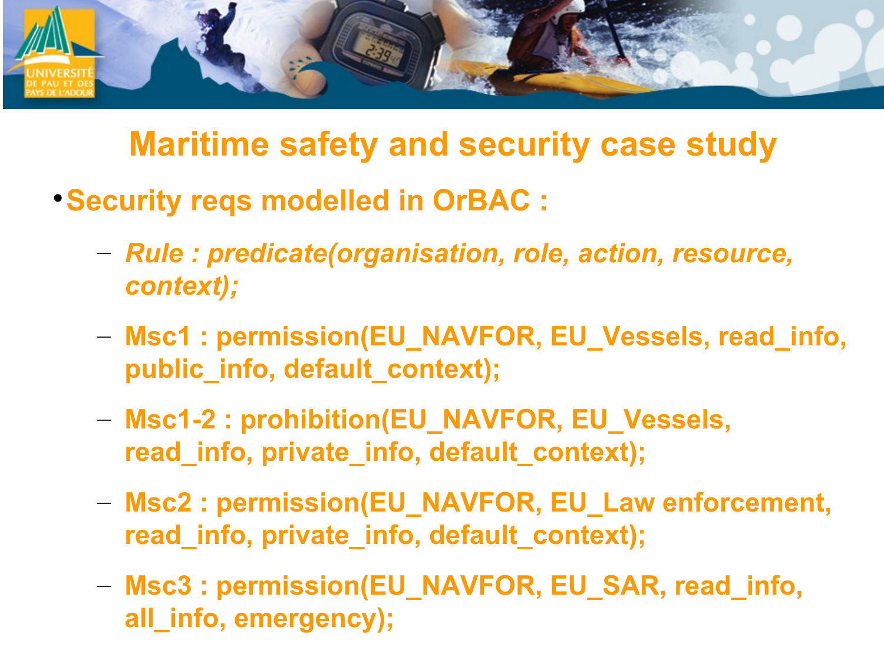# Maritime safety and security case study

- **Security reqs modelled in OrBAC :**
  - *Rule : predicate(organisation, role, action, resource, context);*
  - Msc1 : permission(EU_NAVFOR, EU_Vessels, read_info, public_info, default_context);
  - Msc1-2 : prohibition(EU_NAVFOR, EU_Vessels, read_info, private_info, default_context);
  - Msc2 : permission(EU_NAVFOR, EU_Law enforcement, read_info, private_info, default_context);
  - Msc3 : permission(EU_NAVFOR, EU_SAR, read_info, all_info, emergency);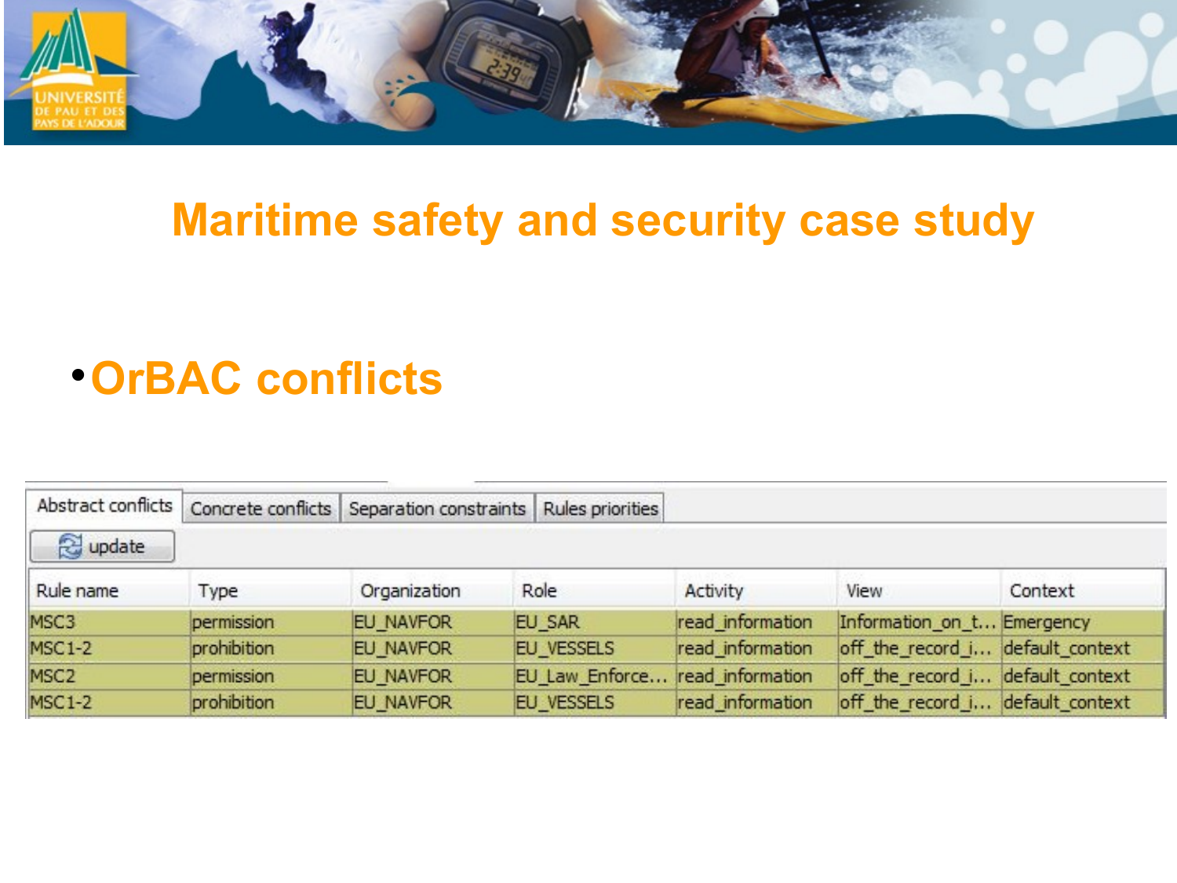# Maritime safety and security case study

- **OrBAC conflicts**

Abstract conflicts | Concrete conflicts | Separation constraints | Rules priorities

update

| Rule name | Type | Organization | Role | Activity | View | Context |
|---|---|---|---|---|---|---|
| MSC3 | permission | EU_NAVFOR | EU_SAR | read_information | Information_on_t... | Emergency |
| MSC1-2 | prohibition | EU_NAVFOR | EU_VESSELS | read_information | off_the_record_i... | default_context |
| MSC2 | permission | EU_NAVFOR | EU_Law_Enforce... | read_information | off_the_record_i... | default_context |
| MSC1-2 | prohibition | EU_NAVFOR | EU_VESSELS | read_information | off_the_record_i... | default_context |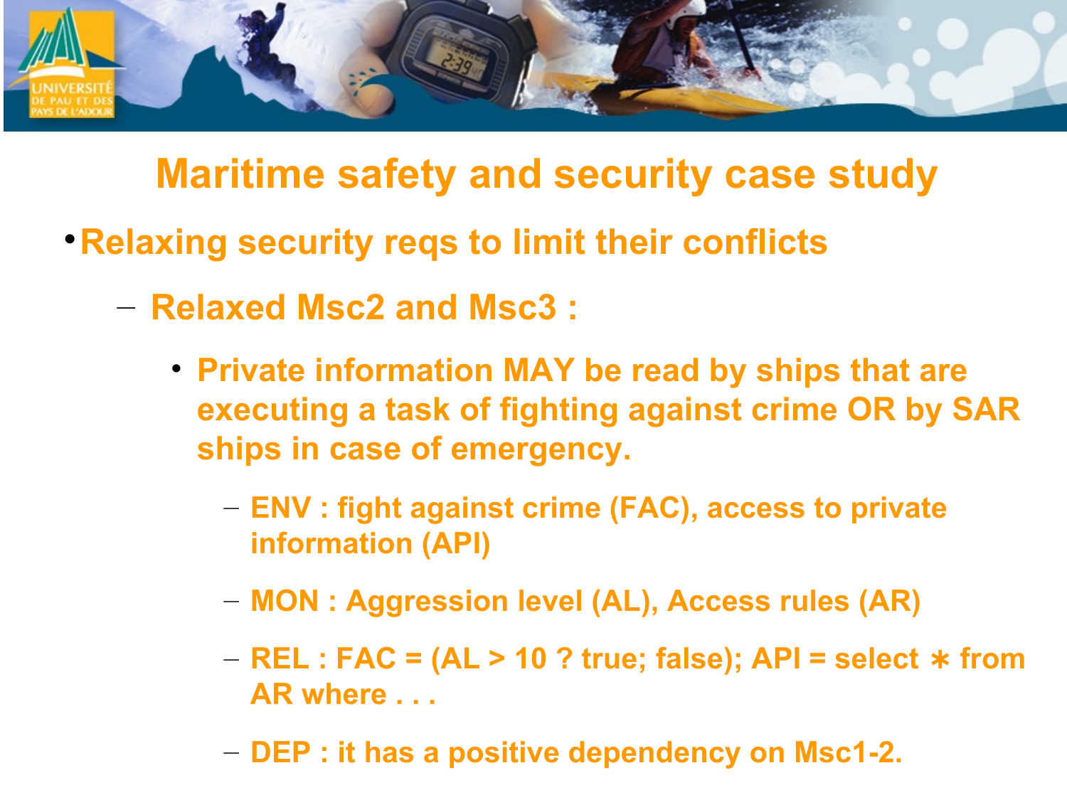# Maritime safety and security case study

- Relaxing security reqs to limit their conflicts
  - Relaxed Msc2 and Msc3 :
    - Private information MAY be read by ships that are executing a task of fighting against crime OR by SAR ships in case of emergency.
      - ENV : fight against crime (FAC), access to private information (API)
      - MON : Aggression level (AL), Access rules (AR)
      - REL : FAC = (AL > 10 ? true; false); API = select ∗ from AR where . . .
      - DEP : it has a positive dependency on Msc1-2.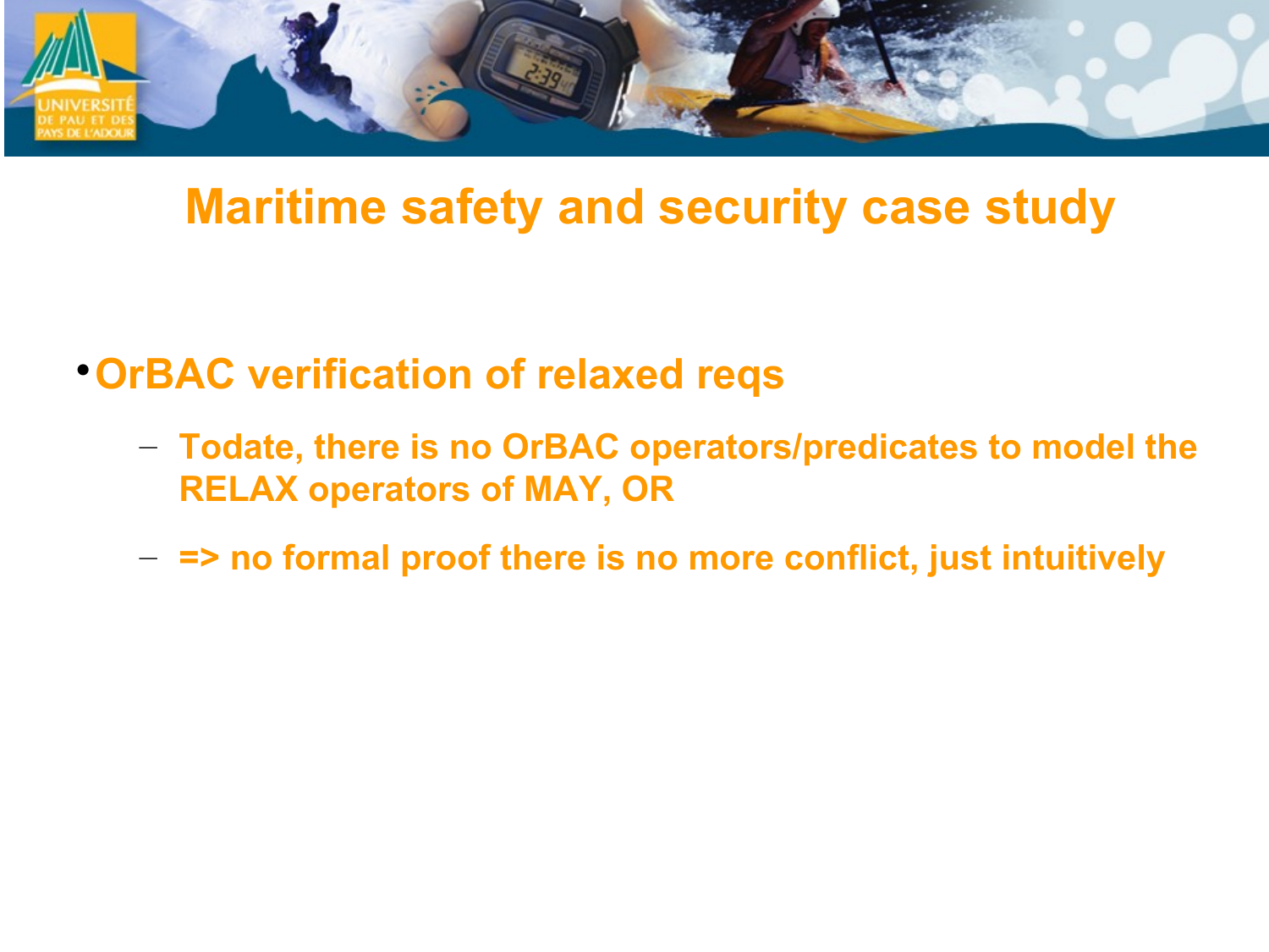# Maritime safety and security case study

- OrBAC verification of relaxed reqs
  - Todate, there is no OrBAC operators/predicates to model the RELAX operators of MAY, OR
  - => no formal proof there is no more conflict, just intuitively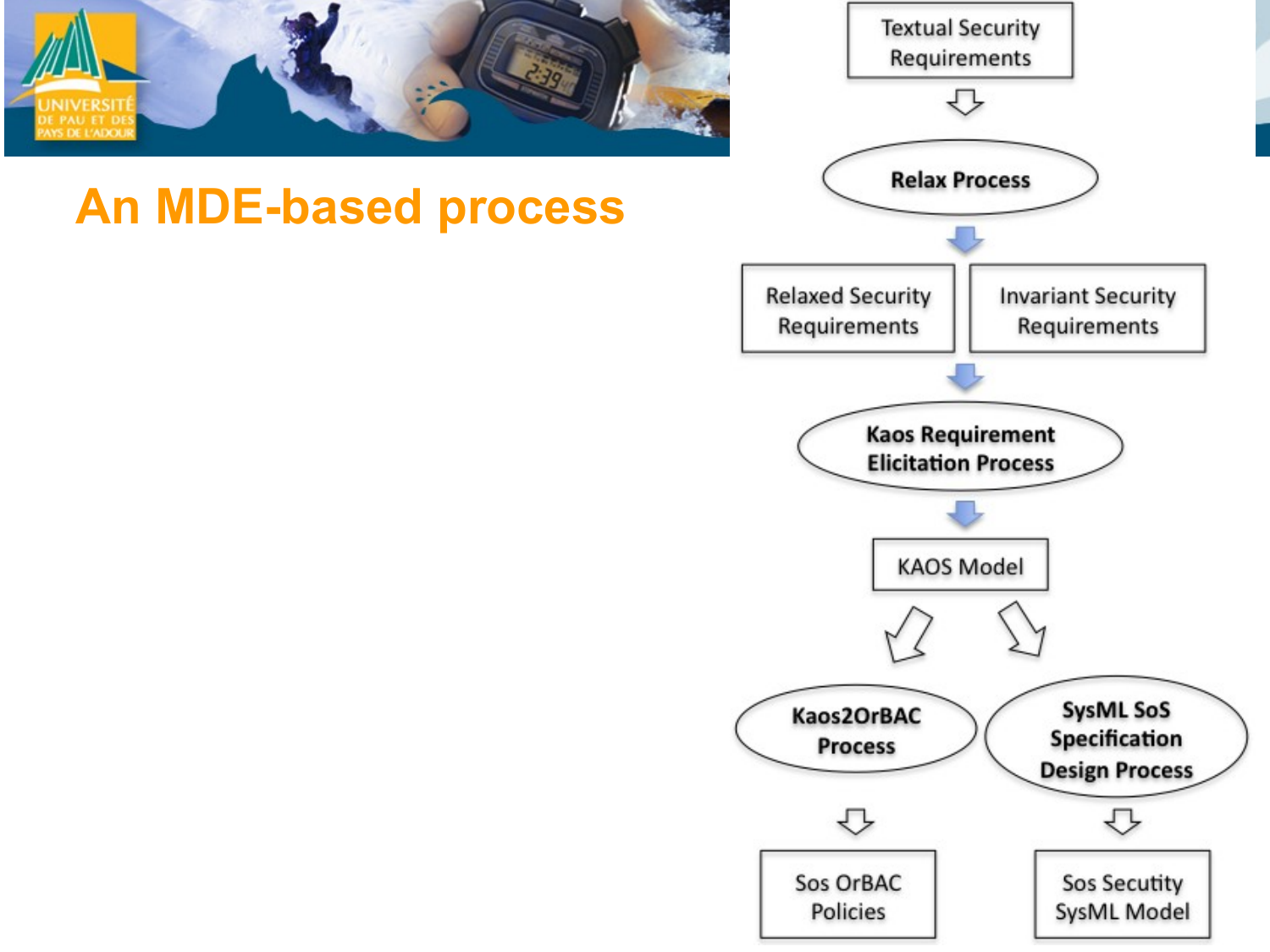# An MDE-based process

Textual Security Requirements

Relax Process

Relaxed Security Requirements

Invariant Security Requirements

Kaos Requirement Elicitation Process

KAOS Model

Kaos2OrBAC Process

SysML SoS Specification Design Process

Sos OrBAC Policies

Sos Secutity SysML Model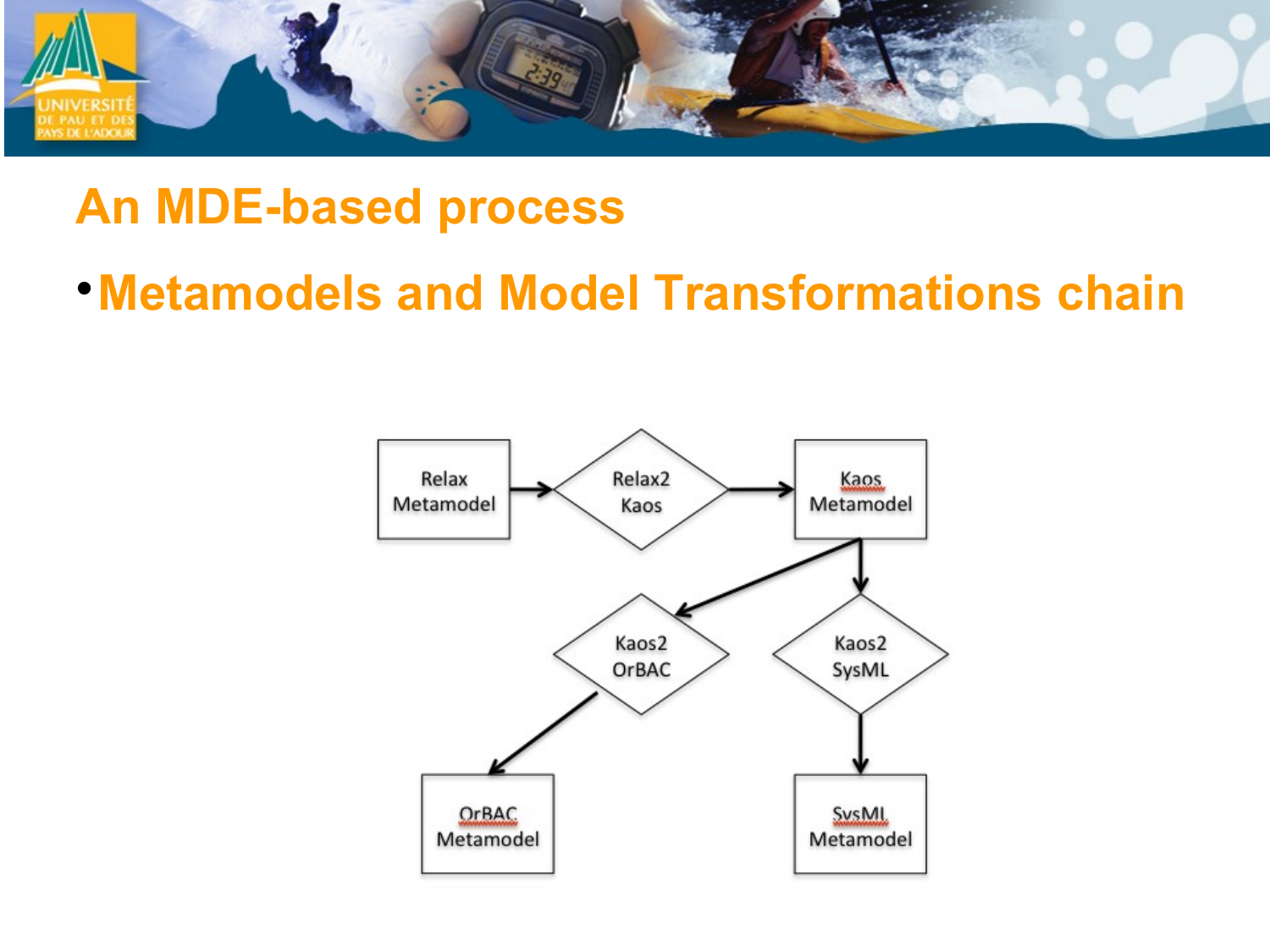# An MDE-based process

- **Metamodels and Model Transformations chain**

Relax Metamodel → Relax2 Kaos → Kaos Metamodel

Kaos Metamodel → Kaos2 OrBAC → OrBAC Metamodel

Kaos Metamodel → Kaos2 SysML → SysML Metamodel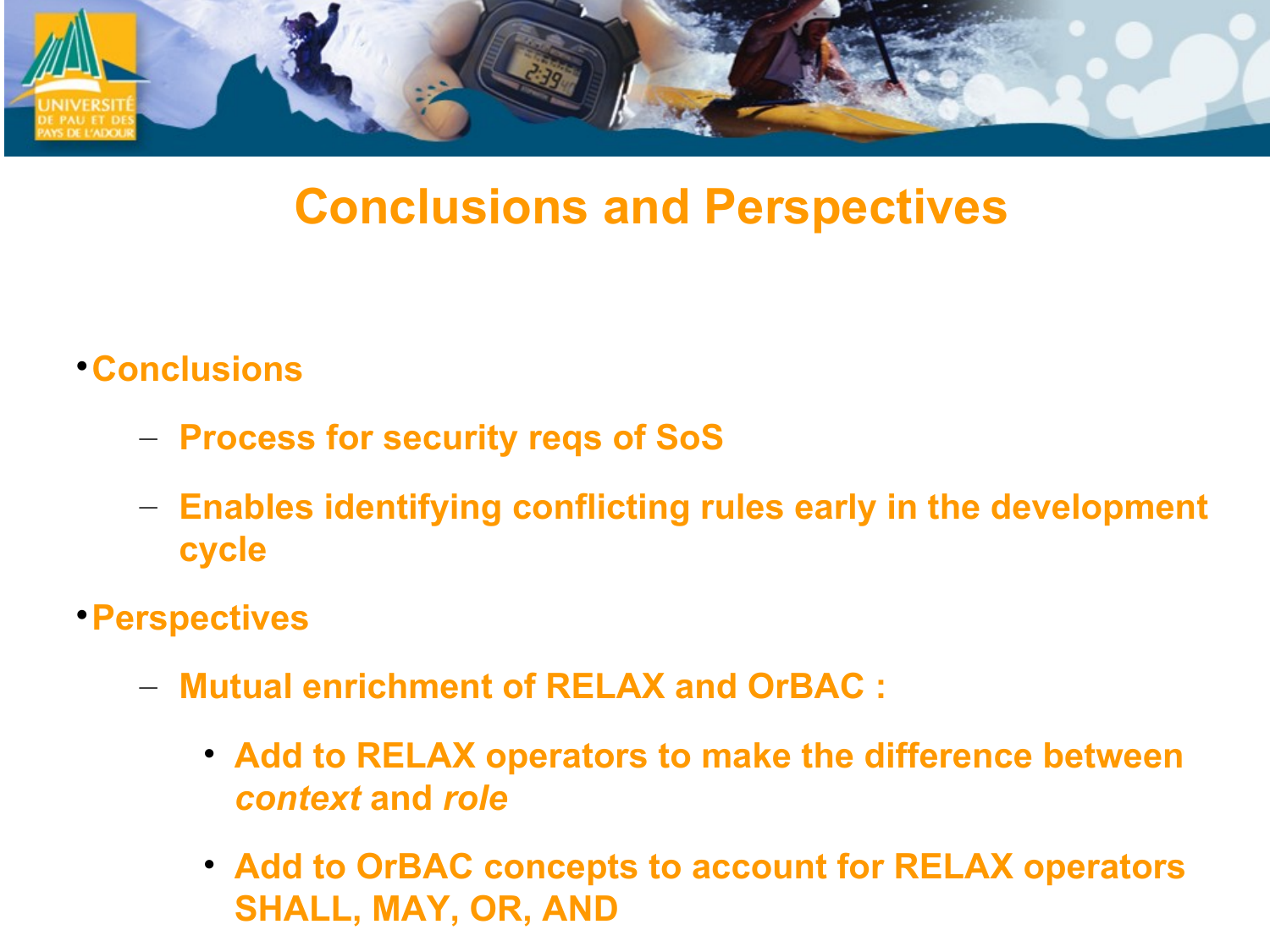# Conclusions and Perspectives

- Conclusions
  - Process for security reqs of SoS
  - Enables identifying conflicting rules early in the development cycle
- Perspectives
  - Mutual enrichment of RELAX and OrBAC :
    - Add to RELAX operators to make the difference between *context* and *role*
    - Add to OrBAC concepts to account for RELAX operators SHALL, MAY, OR, AND